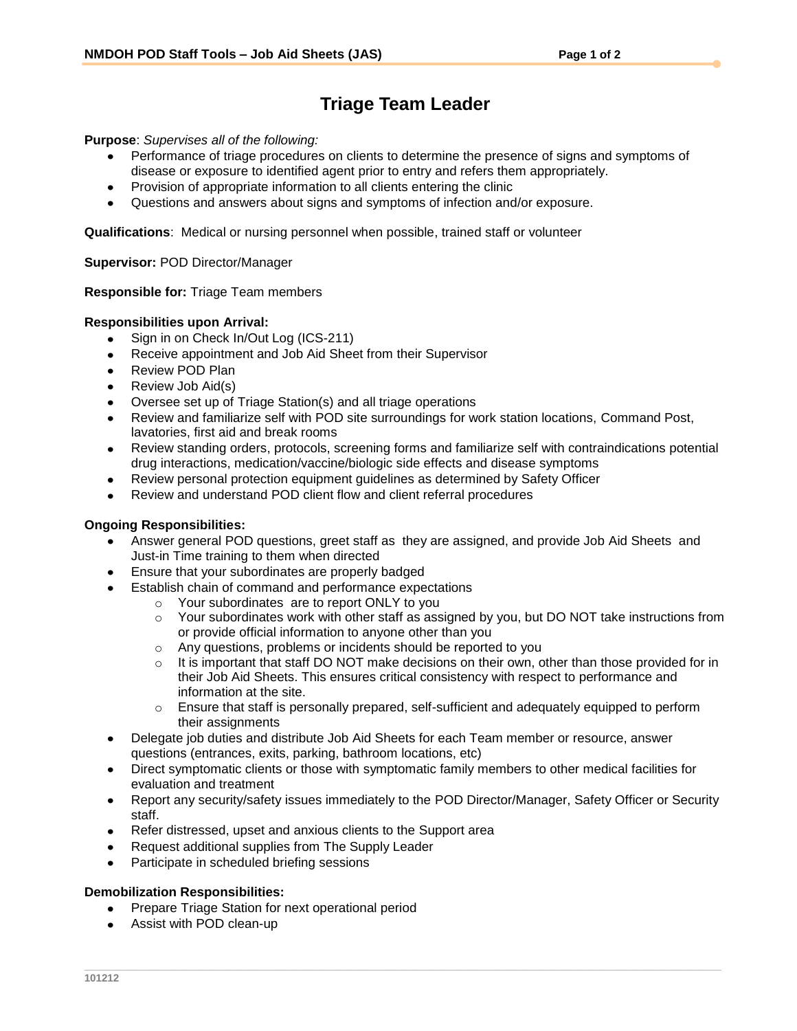# Triage Team Leader

**Purpose**: *Supervises all of the following:*

- Performance of triage procedures on clients to determine the presence of signs and symptoms of disease or exposure to identified agent prior to entry and refers them appropriately.
- Provision of appropriate information to all clients entering the clinic
- Questions and answers about signs and symptoms of infection and/or exposure.

**Qualifications**: Medical or nursing personnel when possible, trained staff or volunteer

**Supervisor:** POD Director/Manager

**Responsible for:** Triage Team members

**Responsibilities upon Arrival:**

- Sign in on Check In/Out Log (ICS-211)
- Receive appointment and Job Aid Sheet from their Supervisor
- Review POD Plan
- Review Job Aid(s)
- Oversee set up of Triage Station(s) and all triage operations
- Review and familiarize self with POD site surroundings for work station locations, Command Post, lavatories, first aid and break rooms
- Review standing orders, protocols, screening forms and familiarize self with contraindications potential drug interactions, medication/vaccine/biologic side effects and disease symptoms
- Review personal protection equipment guidelines as determined by Safety Officer
- Review and understand POD client flow and client referral procedures

**Ongoing Responsibilities:**

- Answer general POD questions, greet staff as they are assigned, and provide Job Aid Sheets and Just-in Time training to them when directed
- Ensure that your subordinates are properly badged
- Establish chain of command and performance expectations
  - Your subordinates are to report ONLY to you
  - Your subordinates work with other staff as assigned by you, but DO NOT take instructions from or provide official information to anyone other than you
  - Any questions, problems or incidents should be reported to you
  - It is important that staff DO NOT make decisions on their own, other than those provided for in their Job Aid Sheets. This ensures critical consistency with respect to performance and information at the site.
  - Ensure that staff is personally prepared, self-sufficient and adequately equipped to perform their assignments
- Delegate job duties and distribute Job Aid Sheets for each Team member or resource, answer questions (entrances, exits, parking, bathroom locations, etc)
- Direct symptomatic clients or those with symptomatic family members to other medical facilities for evaluation and treatment
- Report any security/safety issues immediately to the POD Director/Manager, Safety Officer or Security staff.
- Refer distressed, upset and anxious clients to the Support area
- Request additional supplies from The Supply Leader
- Participate in scheduled briefing sessions

**Demobilization Responsibilities:**

- Prepare Triage Station for next operational period
- Assist with POD clean-up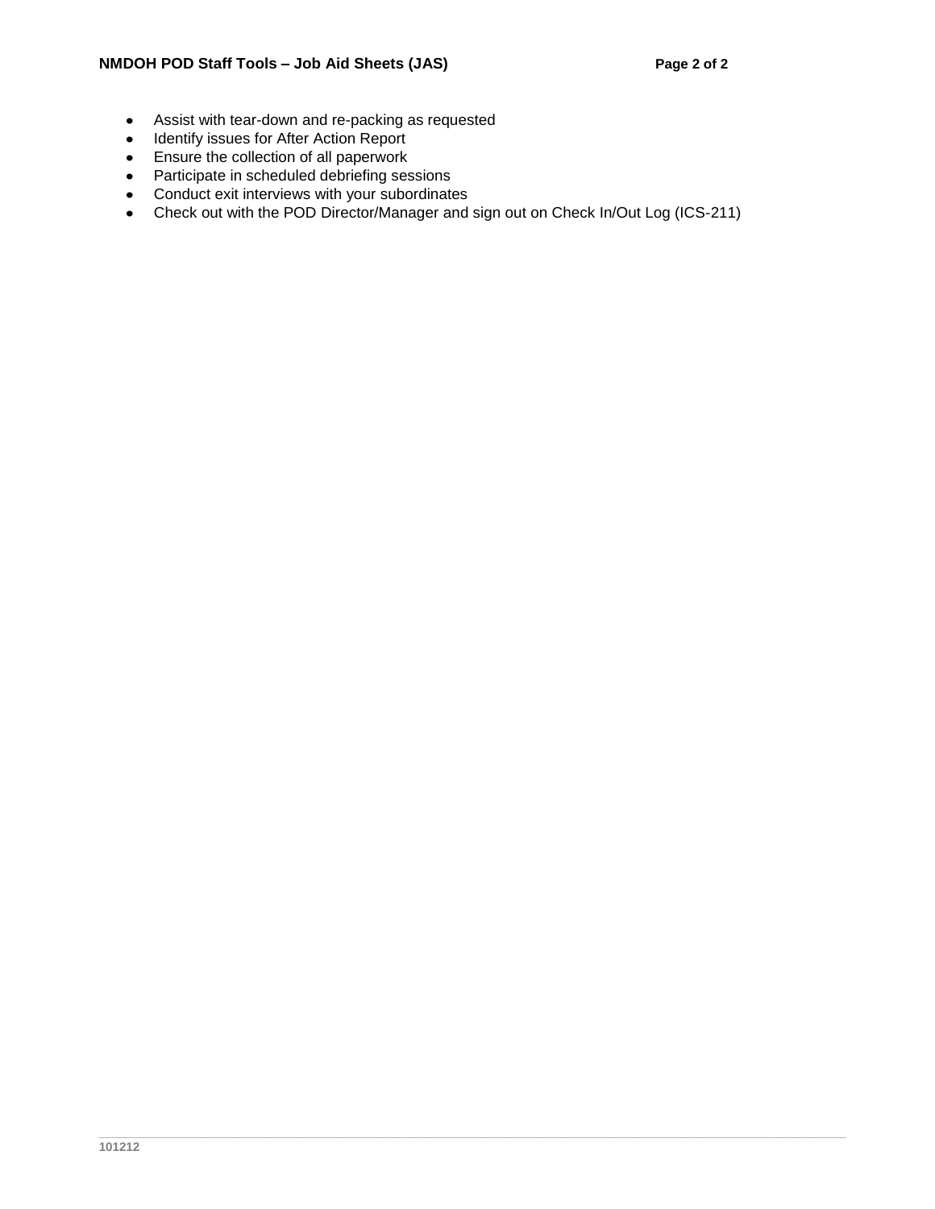- Assist with tear-down and re-packing as requested
- Identify issues for After Action Report
- Ensure the collection of all paperwork
- Participate in scheduled debriefing sessions
- Conduct exit interviews with your subordinates
- Check out with the POD Director/Manager and sign out on Check In/Out Log (ICS-211)